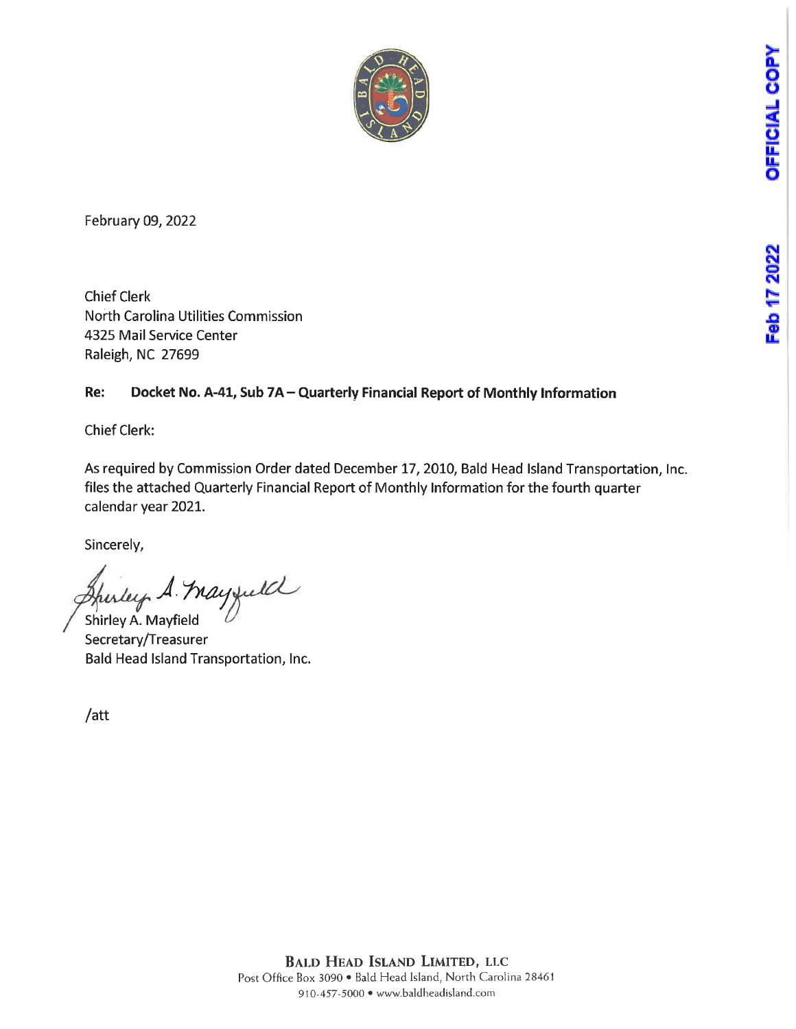February 09, 2022

Chief Clerk
North Carolina Utilities Commission
4325 Mail Service Center
Raleigh, NC 27699

**Re: Docket No. A-41, Sub 7A – Quarterly Financial Report of Monthly Information**

Chief Clerk:

As required by Commission Order dated December 17, 2010, Bald Head Island Transportation, Inc. files the attached Quarterly Financial Report of Monthly Information for the fourth quarter calendar year 2021.

Sincerely,

Shirley A. Mayfield
Secretary/Treasurer
Bald Head Island Transportation, Inc.

/att

**BALD HEAD ISLAND LIMITED, LLC**
Post Office Box 3090 • Bald Head Island, North Carolina 28461
910-457-5000 • www.baldheadisland.com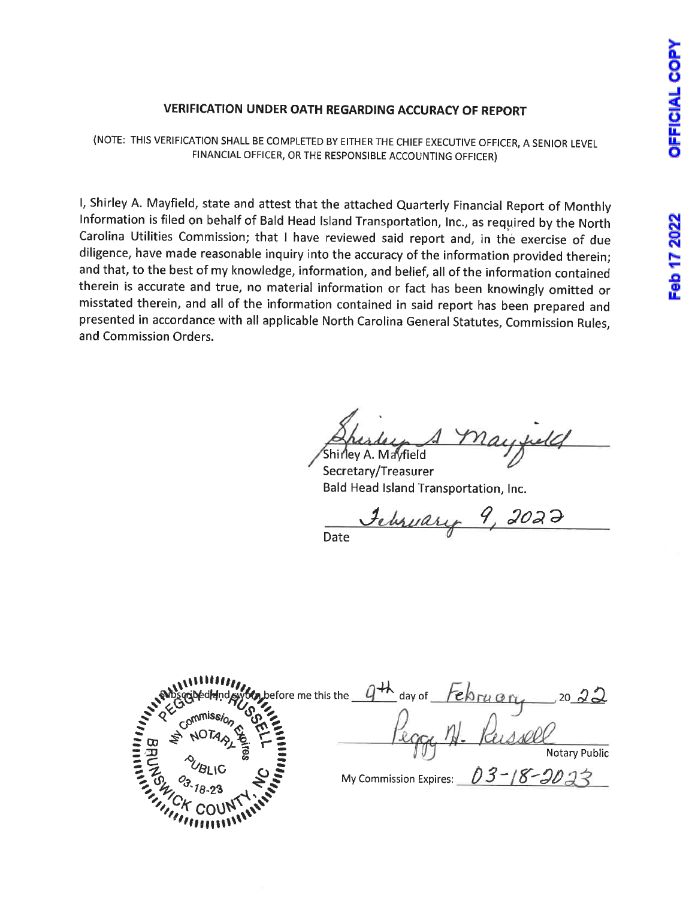## VERIFICATION UNDER OATH REGARDING ACCURACY OF REPORT

(NOTE: THIS VERIFICATION SHALL BE COMPLETED BY EITHER THE CHIEF EXECUTIVE OFFICER, A SENIOR LEVEL FINANCIAL OFFICER, OR THE RESPONSIBLE ACCOUNTING OFFICER)

I, Shirley A. Mayfield, state and attest that the attached Quarterly Financial Report of Monthly Information is filed on behalf of Bald Head Island Transportation, Inc., as required by the North Carolina Utilities Commission; that I have reviewed said report and, in the exercise of due diligence, have made reasonable inquiry into the accuracy of the information provided therein; and that, to the best of my knowledge, information, and belief, all of the information contained therein is accurate and true, no material information or fact has been knowingly omitted or misstated therein, and all of the information contained in said report has been prepared and presented in accordance with all applicable North Carolina General Statutes, Commission Rules, and Commission Orders.

*Shirley A Mayfield*
Shirley A. Mayfield
Secretary/Treasurer
Bald Head Island Transportation, Inc.

*February 9, 2022*
Date

Subscribed and sworn before me this the 9th day of February, 20 22

*Peggy H. Russell*
Notary Public

My Commission Expires: 03-18-2023

PEGGY H. RUSSELL
NOTARY PUBLIC
My Commission Expires 03-18-23
BRUNSWICK COUNTY, NC

OFFICIAL COPY

Feb 17 2022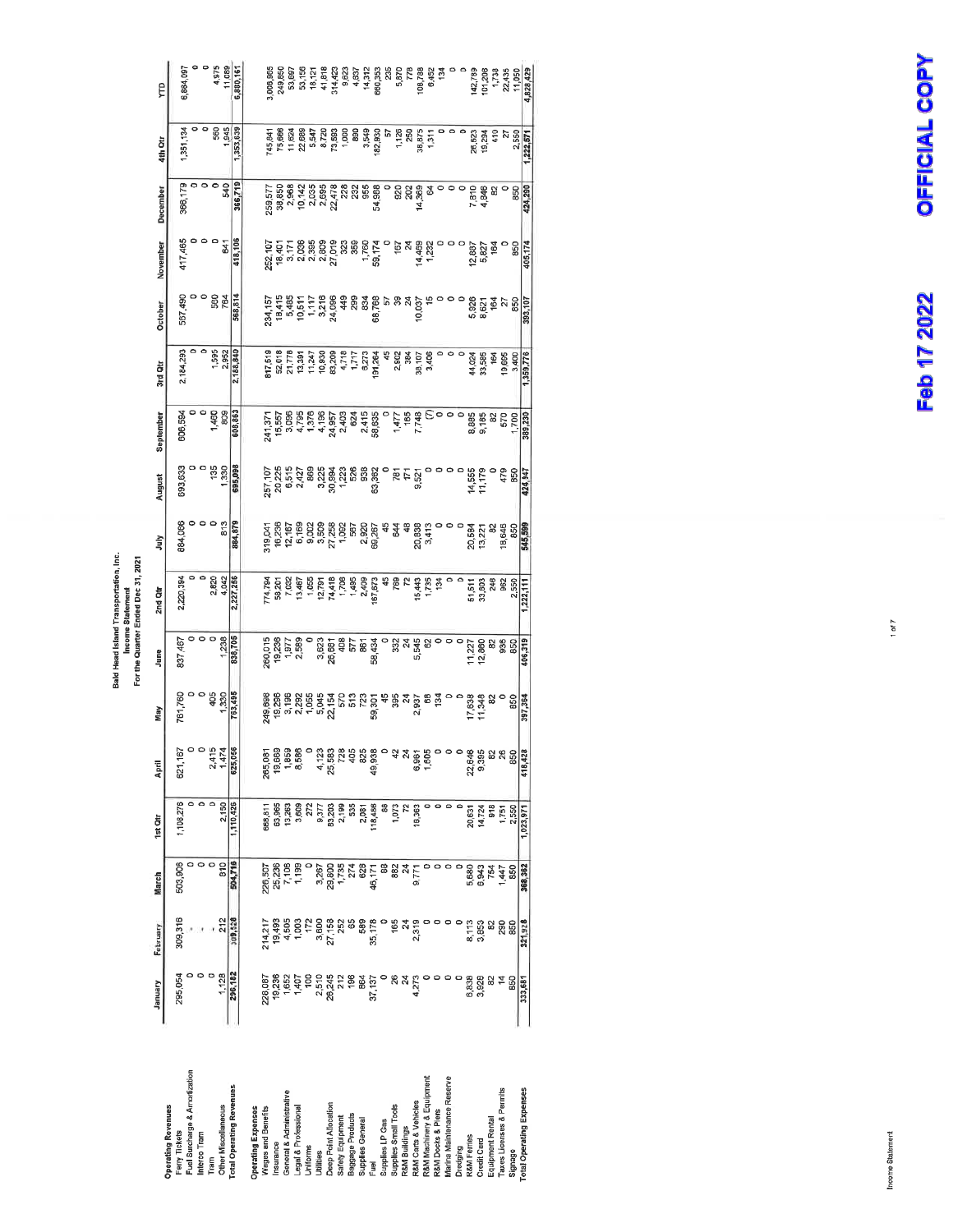# Bald Head Island Transportation, Inc.

## Income Statement

### For the Quarter Ended Dec 31, 2021

| | January | February | March | 1st Qtr | April | May | June | 2nd Qtr | July | August | September | 3rd Qtr | October | November | December | 4th Qtr | YTD |
|---|---|---|---|---|---|---|---|---|---|---|---|---|---|---|---|---|---|
| **Operating Revenues** | | | | | | | | | | | | | | | | | |
| Ferry Tickets | 295,054 | 309,316 | 503,906 | 1,108,276 | 621,167 | 761,760 | 837,467 | 2,220,394 | 884,066 | 693,633 | 606,594 | 2,184,293 | 567,490 | 417,465 | 366,179 | 1,351,134 | 6,864,097 |
| Fuel Surcharge & Amortization | 0 | - | 0 | 0 | 0 | 0 | 0 | 0 | 0 | 0 | 0 | 0 | 0 | 0 | 0 | 0 | 0 |
| Interco Tram | 0 | - | 0 | 0 | 0 | 0 | 0 | 0 | 0 | 0 | 0 | 0 | 0 | 0 | 0 | 0 | 0 |
| Tram | 0 | - | 0 | 0 | 2,415 | 405 | 0 | 2,820 | 0 | 135 | 1,460 | 1,595 | 560 | 0 | 0 | 560 | 4,975 |
| Other Miscellaneous | 1,128 | 212 | 810 | 2,150 | 1,474 | 1,330 | 1,238 | 4,042 | 813 | 1,330 | 809 | 2,952 | 764 | 641 | 540 | 1,945 | 11,089 |
| **Total Operating Revenues** | 296,182 | 309,528 | 504,716 | 1,110,426 | 625,056 | 763,495 | 838,705 | 2,227,256 | 884,879 | 695,098 | 608,863 | 2,188,840 | 568,814 | 418,106 | 366,719 | 1,353,639 | 6,880,161 |
| **Operating Expenses** | | | | | | | | | | | | | | | | | |
| Wages and Benefits | 228,087 | 214,217 | 226,507 | 668,811 | 265,081 | 249,698 | 260,015 | 774,794 | 319,041 | 257,107 | 241,371 | 817,519 | 234,157 | 252,107 | 259,577 | 745,841 | 3,006,965 |
| Insurance | 19,236 | 19,493 | 25,236 | 63,965 | 19,669 | 19,296 | 19,236 | 58,201 | 16,236 | 20,225 | 15,557 | 52,018 | 18,415 | 18,401 | 38,850 | 75,666 | 249,850 |
| General & Administrative | 1,652 | 4,505 | 7,106 | 13,263 | 1,859 | 3,196 | 1,977 | 7,032 | 12,167 | 6,515 | 3,096 | 21,778 | 5,485 | 3,171 | 2,968 | 11,624 | 53,697 |
| Legal & Professional | 1,407 | 1,003 | 1,199 | 3,609 | 8,686 | 2,292 | 2,589 | 13,467 | 6,169 | 2,427 | 4,795 | 13,391 | 10,511 | 2,036 | 10,142 | 22,689 | 53,156 |
| Uniforms | 100 | 172 | 0 | 272 | 0 | 1,055 | 0 | 1,055 | 9,002 | 869 | 1,376 | 11,247 | 1,117 | 2,395 | 2,035 | 5,547 | 18,121 |
| Utilities | 2,510 | 3,600 | 3,267 | 9,377 | 4,123 | 5,045 | 3,623 | 12,791 | 3,509 | 3,225 | 4,190 | 10,924 | 3,216 | 2,809 | 2,695 | 8,720 | 41,818 |
| Deep Point Allocation | 26,245 | 27,158 | 29,800 | 83,203 | 25,583 | 22,154 | 26,681 | 74,418 | 27,258 | 30,594 | 24,957 | 83,209 | 24,096 | 27,019 | 22,478 | 73,593 | 314,423 |
| Safety Equipment | 212 | 252 | 1,735 | 2,199 | 728 | 570 | 408 | 1,706 | 1,092 | 1,223 | 2,403 | 4,718 | 449 | 323 | 228 | 1,000 | 9,623 |
| Baggage Products | 196 | 65 | 274 | 535 | 405 | 513 | 577 | 1,495 | 567 | 526 | 624 | 1,717 | 299 | 359 | 232 | 890 | 4,637 |
| Supplies General | 864 | 589 | 628 | 2,081 | 825 | 723 | 861 | 2,409 | 2,920 | 938 | 2,415 | 6,273 | 834 | 1,760 | 955 | 3,549 | 14,312 |
| Fuel | 37,137 | 35,178 | 46,171 | 118,486 | 49,938 | 59,301 | 58,434 | 167,673 | 69,267 | 63,362 | 58,635 | 191,264 | 68,768 | 59,174 | 54,988 | 182,930 | 660,353 |
| Supplies LP Gas | 0 | 0 | 88 | 88 | 0 | 45 | 0 | 45 | 45 | 0 | 0 | 45 | 57 | 0 | 0 | 57 | 235 |
| Supplies Small Tools | 26 | 165 | 882 | 1,073 | 42 | 395 | 332 | 769 | 644 | 781 | 1,477 | 2,902 | 39 | 167 | 920 | 1,126 | 5,870 |
| R&M Buildings | 24 | 24 | 24 | 72 | 24 | 24 | 24 | 72 | 48 | 171 | 165 | 384 | 24 | 24 | 202 | 250 | 778 |
| R&M Carts & Vehicles | 4,273 | 2,319 | 9,771 | 16,363 | 6,961 | 2,937 | 5,545 | 15,443 | 20,838 | 9,521 | 7,748 | 38,107 | 10,037 | 14,469 | 14,369 | 38,875 | 108,788 |
| R&M Machinery & Equipment | 0 | 0 | 0 | 0 | 1,605 | 68 | 62 | 1,735 | 3,413 | 0 | (7) | 3,406 | 15 | 1,232 | 64 | 1,311 | 6,452 |
| R&M Docks & Piers | 0 | 0 | 0 | 0 | 0 | 134 | 0 | 134 | 0 | 0 | 0 | 0 | 0 | 0 | 0 | 0 | 134 |
| Marina Maintenance Reserve | 0 | 0 | 0 | 0 | 0 | 0 | 0 | 0 | 0 | 0 | 0 | 0 | 0 | 0 | 0 | 0 | 0 |
| Dredging | 0 | 0 | 0 | 0 | 0 | 0 | 0 | 0 | 0 | 0 | 0 | 0 | 0 | 0 | 0 | 0 | 0 |
| R&M Ferries | 6,838 | 8,113 | 5,680 | 20,631 | 22,646 | 17,638 | 11,227 | 51,511 | 20,584 | 14,555 | 8,885 | 44,024 | 5,926 | 12,887 | 7,810 | 26,623 | 142,789 |
| Credit Card | 3,928 | 3,853 | 6,943 | 14,724 | 9,395 | 11,348 | 12,860 | 33,603 | 13,221 | 11,179 | 9,185 | 33,585 | 8,621 | 5,827 | 4,846 | 19,294 | 101,206 |
| Equipment Rental | 82 | 82 | 754 | 918 | 82 | 82 | 82 | 246 | 82 | 0 | 82 | 164 | 164 | 164 | 82 | 410 | 1,738 |
| Taxes Licenses & Permits | 14 | 290 | 1,447 | 1,751 | 26 | 0 | 936 | 962 | 18,646 | 479 | 570 | 19,695 | 27 | 0 | 0 | 27 | 22,435 |
| Signage | 850 | 850 | 850 | 2,550 | 850 | 850 | 850 | 2,550 | 850 | 850 | 1,700 | 3,400 | 850 | 850 | 850 | 2,550 | 11,050 |
| **Total Operating Expenses** | 333,681 | 321,928 | 368,362 | 1,023,971 | 418,428 | 397,364 | 406,319 | 1,222,111 | 545,599 | 424,947 | 389,230 | 1,359,776 | 393,107 | 405,174 | 424,290 | 1,222,571 | 4,828,429 |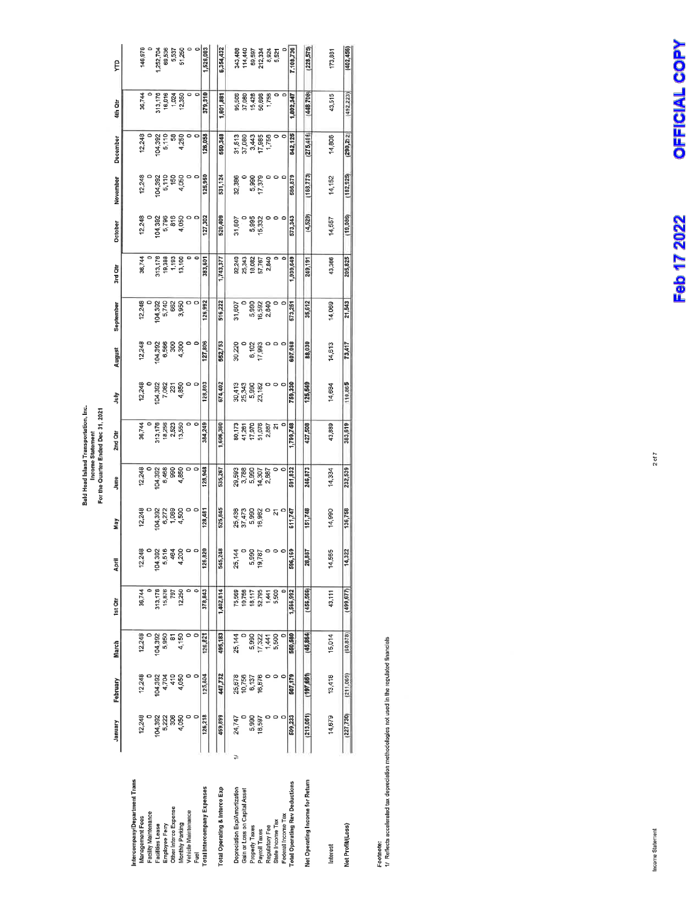# Bald Head Island Transportation, Inc.
## Income Statement
### For the Quarter Ended Dec 31, 2021

| | January | February | March | 1st Qtr | April | May | June | 2nd Qtr | July | August | September | 3rd Qtr | October | November | December | 4th Qtr | YTD |
|---|---|---|---|---|---|---|---|---|---|---|---|---|---|---|---|---|---|
| **Intercompany/Department Trans** | | | | | | | | | | | | | | | | | |
| Management Fees | 12,248 | 12,248 | 12,248 | 36,744 | 12,248 | 12,248 | 12,248 | 36,744 | 12,248 | 12,248 | 12,248 | 36,744 | 12,248 | 12,248 | 12,248 | 36,744 | 146,976 |
| Facility Maintenance | 0 | 0 | 0 | 0 | 0 | 0 | 0 | 0 | 0 | 0 | 0 | 0 | 0 | 0 | 0 | 0 | 0 |
| Facilities Lease | 104,392 | 104,392 | 104,392 | 313,176 | 104,392 | 104,392 | 104,392 | 313,176 | 104,392 | 104,392 | 104,392 | 313,176 | 104,392 | 104,392 | 104,392 | 313,176 | 1,252,704 |
| Employee Ferry | 5,222 | 4,704 | 5,950 | 15,876 | 5,516 | 6,272 | 6,468 | 18,256 | 7,062 | 6,586 | 5,740 | 19,388 | 5,796 | 5,110 | 5,110 | 16,016 | 69,536 |
| Other Interco Expense | 306 | 410 | 81 | 797 | 464 | 1,069 | 990 | 2,523 | 231 | 300 | 662 | 1,193 | 816 | 150 | 58 | 1,024 | 5,537 |
| Monthly Parking | 4,050 | 4,050 | 4,150 | 12,250 | 4,200 | 4,500 | 4,850 | 13,550 | 4,850 | 4,300 | 3,950 | 13,100 | 4,050 | 4,050 | 4,250 | 12,350 | 51,250 |
| Vehicle Maintenance | 0 | 0 | 0 | 0 | 0 | 0 | 0 | 0 | 0 | 0 | 0 | 0 | 0 | 0 | 0 | 0 | 0 |
| Fuel | 0 | 0 | 0 | 0 | 0 | 0 | 0 | 0 | 0 | 0 | 0 | 0 | 0 | 0 | 0 | 0 | 0 |
| **Total Intercompany Expenses** | 126,218 | 125,804 | 126,821 | 378,843 | 126,820 | 128,481 | 128,948 | 384,249 | 128,803 | 127,806 | 126,992 | 383,601 | 127,302 | 125,950 | 126,058 | 379,310 | 1,526,003 |
| **Total Operating & Interco Exp** | 459,899 | 447,732 | 495,183 | 1,402,814 | 545,248 | 525,845 | 535,267 | 1,606,360 | 674,402 | 552,753 | 516,222 | 1,743,377 | 520,409 | 531,124 | 550,348 | 1,601,881 | 6,354,432 |
| Depreciation Exp/Amortization 1/ | 24,747 | 25,678 | 25,144 | 75,569 | 25,144 | 25,436 | 29,593 | 80,173 | 30,413 | 30,220 | 31,607 | 92,240 | 31,607 | 32,386 | 31,513 | 95,506 | 343,488 |
| Gain or Loss on Capital Asset | 0 | 10,756 | 0 | 10,756 | 0 | 37,473 | 3,788 | 41,261 | 25,343 | 0 | 0 | 25,343 | 0 | 0 | 37,080 | 37,080 | 114,440 |
| Property Taxes | 5,990 | 6,137 | 5,990 | 18,117 | 5,990 | 5,990 | 5,990 | 17,970 | 5,990 | 6,102 | 5,990 | 18,082 | 5,995 | 5,990 | 3,443 | 15,428 | 69,597 |
| Payroll Taxes | 18,597 | 16,876 | 17,322 | 52,795 | 19,787 | 16,982 | 14,307 | 51,076 | 23,182 | 17,993 | 16,592 | 57,767 | 15,332 | 17,379 | 17,985 | 50,696 | 212,334 |
| Regulatory Fee | 0 | 0 | 1,441 | 1,441 | 0 | 0 | 2,887 | 2,887 | 0 | 0 | 2,840 | 2,840 | 0 | 0 | 1,756 | 1,756 | 8,924 |
| State Income Tax | 0 | 0 | 5,500 | 5,500 | 0 | 21 | 0 | 21 | 0 | 0 | 0 | 0 | 0 | 0 | 0 | 0 | 5,521 |
| Federal Income Tax | 0 | 0 | 0 | 0 | 0 | 0 | 0 | 0 | 0 | 0 | 0 | 0 | 0 | 0 | 0 | 0 | 0 |
| **Total Operating Rev Deductions** | 509,233 | 507,179 | 550,580 | 1,566,992 | 596,169 | 611,747 | 591,832 | 1,799,748 | 759,330 | 607,068 | 573,251 | 1,939,649 | 573,343 | 586,879 | 642,125 | 1,802,347 | 7,108,736 |
| **Net Operating Income for Return** | (213,051) | (197,651) | (45,864) | (456,566) | 28,887 | 151,748 | 246,873 | 427,508 | 125,549 | 88,030 | 35,612 | 249,191 | (4,529) | (188,773) | (275,406) | (448,708) | (228,575) |
| Interest | 14,679 | 13,418 | 15,014 | 43,111 | 14,565 | 14,990 | 14,334 | 43,889 | 14,684 | 14,613 | 14,069 | 43,366 | 14,557 | 14,152 | 14,806 | 43,515 | 173,881 |
| **Net Profit/(Loss)** | (227,730) | (211,069) | (60,878) | (499,677) | 14,322 | 136,758 | 232,539 | 383,619 | 110,865 | 73,417 | 21,543 | 205,825 | (19,086) | (182,925) | (290,212) | (492,223) | (402,456) |

Footnote:
1/ Reflects accelerated tax depreciation methodologies not used in the regulated financials

Income Statement

Feb 17 2022 OFFICIAL COPY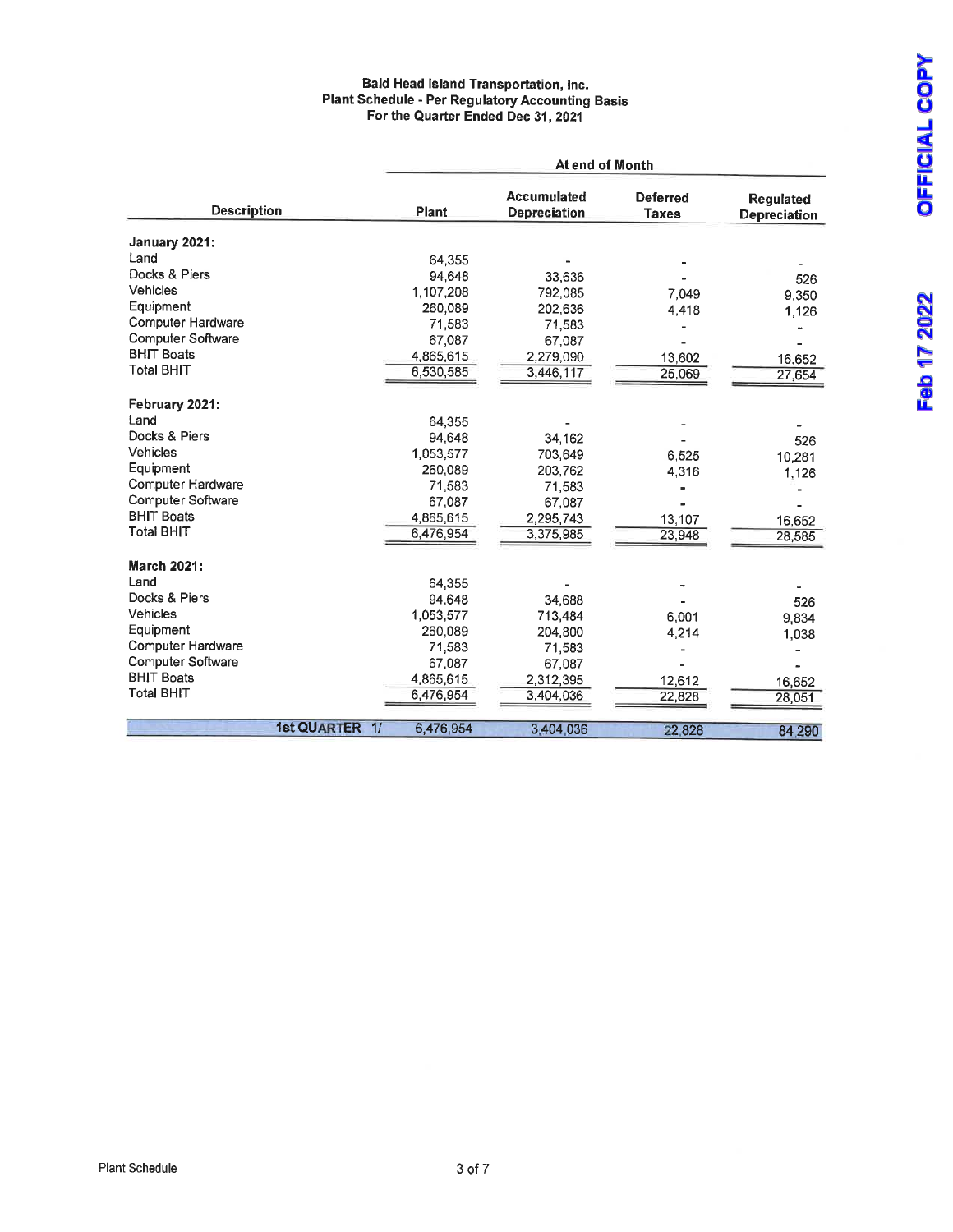**Bald Head Island Transportation, Inc.**
**Plant Schedule - Per Regulatory Accounting Basis**
**For the Quarter Ended Dec 31, 2021**

| Description | Plant | Accumulated Depreciation | Deferred Taxes | Regulated Depreciation |
|---|---|---|---|---|
| | At end of Month | | | |
| **January 2021:** | | | | |
| Land | 64,355 | - | - | - |
| Docks & Piers | 94,648 | 33,636 | - | 526 |
| Vehicles | 1,107,208 | 792,085 | 7,049 | 9,350 |
| Equipment | 260,089 | 202,636 | 4,418 | 1,126 |
| Computer Hardware | 71,583 | 71,583 | - | - |
| Computer Software | 67,087 | 67,087 | - | - |
| BHIT Boats | 4,865,615 | 2,279,090 | 13,602 | 16,652 |
| Total BHIT | 6,530,585 | 3,446,117 | 25,069 | 27,654 |
| **February 2021:** | | | | |
| Land | 64,355 | - | - | - |
| Docks & Piers | 94,648 | 34,162 | - | 526 |
| Vehicles | 1,053,577 | 703,649 | 6,525 | 10,281 |
| Equipment | 260,089 | 203,762 | 4,316 | 1,126 |
| Computer Hardware | 71,583 | 71,583 | - | - |
| Computer Software | 67,087 | 67,087 | - | - |
| BHIT Boats | 4,865,615 | 2,295,743 | 13,107 | 16,652 |
| Total BHIT | 6,476,954 | 3,375,985 | 23,948 | 28,585 |
| **March 2021:** | | | | |
| Land | 64,355 | - | - | - |
| Docks & Piers | 94,648 | 34,688 | - | 526 |
| Vehicles | 1,053,577 | 713,484 | 6,001 | 9,834 |
| Equipment | 260,089 | 204,800 | 4,214 | 1,038 |
| Computer Hardware | 71,583 | 71,583 | - | - |
| Computer Software | 67,087 | 67,087 | - | - |
| BHIT Boats | 4,865,615 | 2,312,395 | 12,612 | 16,652 |
| Total BHIT | 6,476,954 | 3,404,036 | 22,828 | 28,051 |
| **1st QUARTER 1/** | 6,476,954 | 3,404,036 | 22,828 | 84,290 |

Plant Schedule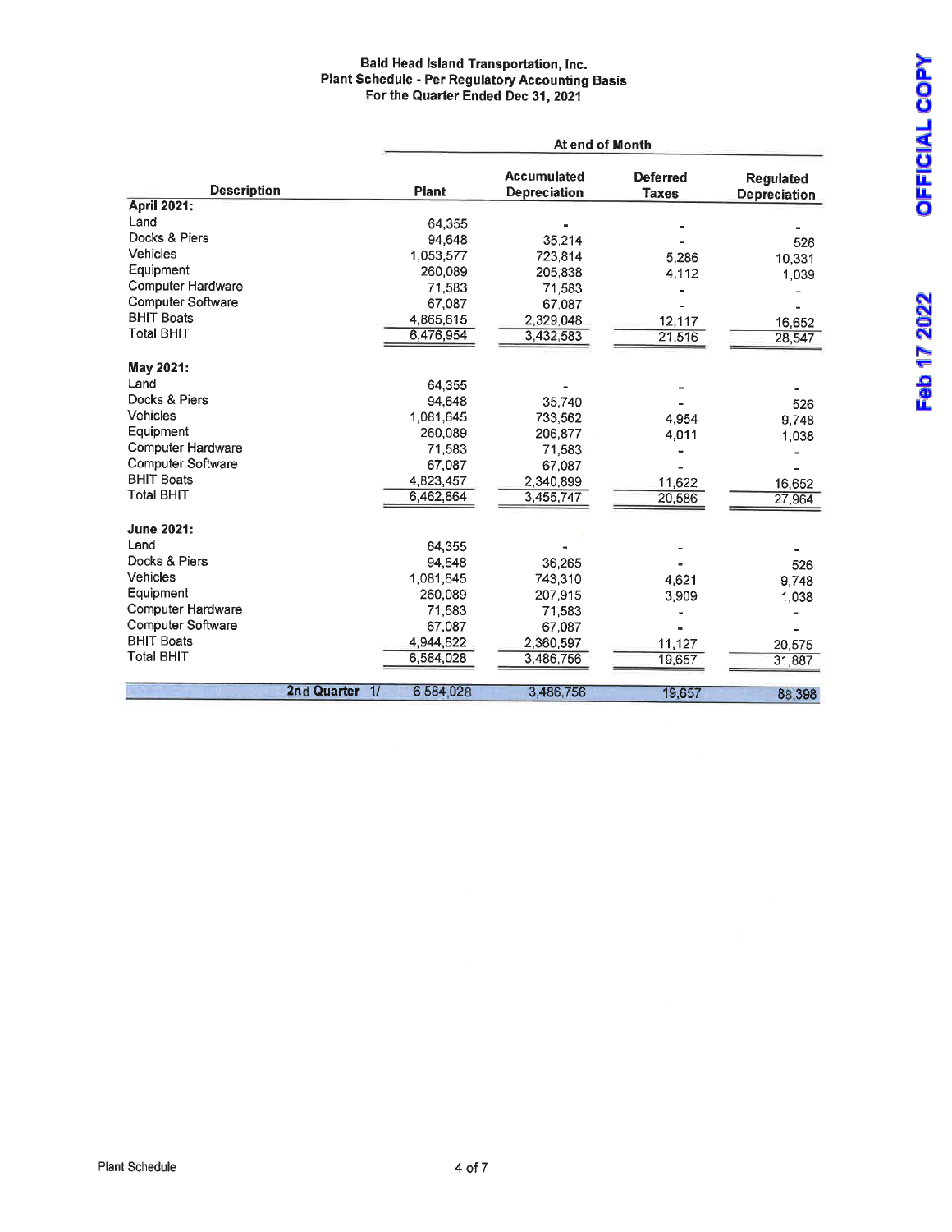**Bald Head Island Transportation, Inc.**
**Plant Schedule - Per Regulatory Accounting Basis**
**For the Quarter Ended Dec 31, 2021**

| Description | Plant | Accumulated Depreciation | Deferred Taxes | Regulated Depreciation |
|---|---|---|---|---|
| | At end of Month | | | |
| **April 2021:** | | | | |
| Land | 64,355 | - | - | - |
| Docks & Piers | 94,648 | 35,214 | - | 526 |
| Vehicles | 1,053,577 | 723,814 | 5,286 | 10,331 |
| Equipment | 260,089 | 205,838 | 4,112 | 1,039 |
| Computer Hardware | 71,583 | 71,583 | - | - |
| Computer Software | 67,087 | 67,087 | - | - |
| BHIT Boats | 4,865,615 | 2,329,048 | 12,117 | 16,652 |
| Total BHIT | 6,476,954 | 3,432,583 | 21,516 | 28,547 |
| **May 2021:** | | | | |
| Land | 64,355 | - | - | - |
| Docks & Piers | 94,648 | 35,740 | - | 526 |
| Vehicles | 1,081,645 | 733,562 | 4,954 | 9,748 |
| Equipment | 260,089 | 206,877 | 4,011 | 1,038 |
| Computer Hardware | 71,583 | 71,583 | - | - |
| Computer Software | 67,087 | 67,087 | - | - |
| BHIT Boats | 4,823,457 | 2,340,899 | 11,622 | 16,652 |
| Total BHIT | 6,462,864 | 3,455,747 | 20,586 | 27,964 |
| **June 2021:** | | | | |
| Land | 64,355 | - | - | - |
| Docks & Piers | 94,648 | 36,265 | - | 526 |
| Vehicles | 1,081,645 | 743,310 | 4,621 | 9,748 |
| Equipment | 260,089 | 207,915 | 3,909 | 1,038 |
| Computer Hardware | 71,583 | 71,583 | - | - |
| Computer Software | 67,087 | 67,087 | - | - |
| BHIT Boats | 4,944,622 | 2,360,597 | 11,127 | 20,575 |
| Total BHIT | 6,584,028 | 3,486,756 | 19,657 | 31,887 |
| **2nd Quarter 1/** | 6,584,028 | 3,486,756 | 19,657 | 88,398 |

Plant Schedule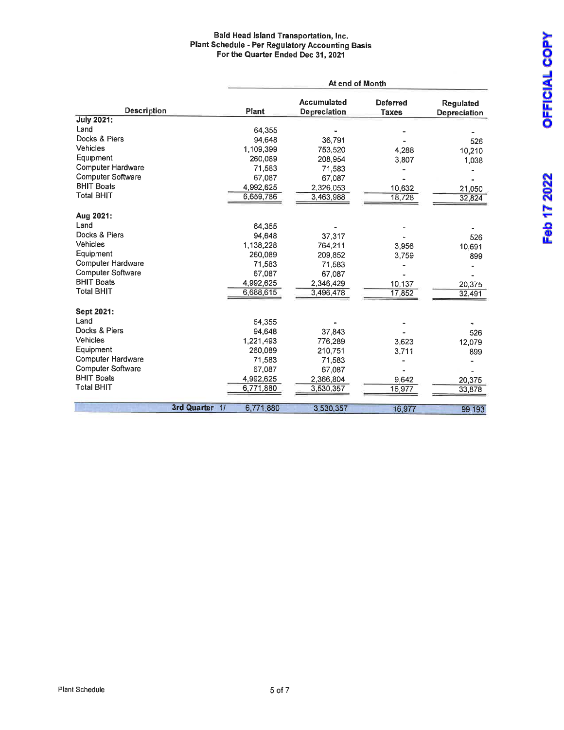**Bald Head Island Transportation, Inc.**
**Plant Schedule - Per Regulatory Accounting Basis**
**For the Quarter Ended Dec 31, 2021**

| Description | Plant | Accumulated Depreciation | Deferred Taxes | Regulated Depreciation |
|---|---|---|---|---|
| | At end of Month | | | |
| **July 2021:** | | | | |
| Land | 64,355 | - | - | - |
| Docks & Piers | 94,648 | 36,791 | - | 526 |
| Vehicles | 1,109,399 | 753,520 | 4,288 | 10,210 |
| Equipment | 260,089 | 208,954 | 3,807 | 1,038 |
| Computer Hardware | 71,583 | 71,583 | - | - |
| Computer Software | 67,087 | 67,087 | - | - |
| BHIT Boats | 4,992,625 | 2,326,053 | 10,632 | 21,050 |
| Total BHIT | 6,659,786 | 3,463,988 | 18,728 | 32,824 |
| **Aug 2021:** | | | | |
| Land | 64,355 | - | - | - |
| Docks & Piers | 94,648 | 37,317 | - | 526 |
| Vehicles | 1,138,228 | 764,211 | 3,956 | 10,691 |
| Equipment | 260,089 | 209,852 | 3,759 | 899 |
| Computer Hardware | 71,583 | 71,583 | - | - |
| Computer Software | 67,087 | 67,087 | - | - |
| BHIT Boats | 4,992,625 | 2,346,429 | 10,137 | 20,375 |
| Total BHIT | 6,688,615 | 3,496,478 | 17,852 | 32,491 |
| **Sept 2021:** | | | | |
| Land | 64,355 | - | - | - |
| Docks & Piers | 94,648 | 37,843 | - | 526 |
| Vehicles | 1,221,493 | 776,289 | 3,623 | 12,079 |
| Equipment | 260,089 | 210,751 | 3,711 | 899 |
| Computer Hardware | 71,583 | 71,583 | - | - |
| Computer Software | 67,087 | 67,087 | - | - |
| BHIT Boats | 4,992,625 | 2,366,804 | 9,642 | 20,375 |
| Total BHIT | 6,771,880 | 3,530,357 | 16,977 | 33,878 |
| **3rd Quarter 1/** | 6,771,880 | 3,530,357 | 16,977 | 99,193 |

Plant Schedule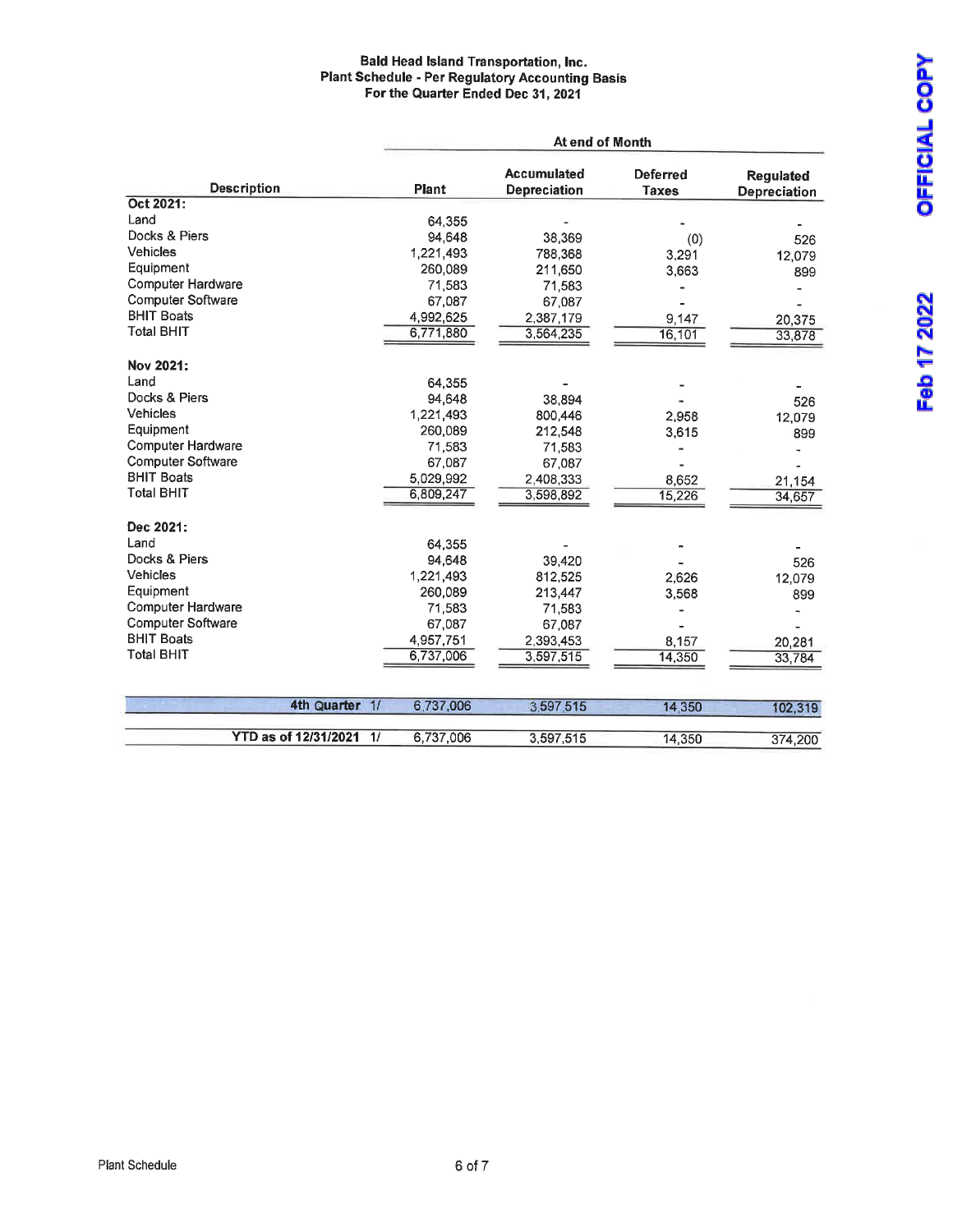**Bald Head Island Transportation, Inc.**
**Plant Schedule - Per Regulatory Accounting Basis**
**For the Quarter Ended Dec 31, 2021**

OFFICIAL COPY

Feb 17 2022

| Description | At end of Month | | | |
|---|---|---|---|---|
| | Plant | Accumulated Depreciation | Deferred Taxes | Regulated Depreciation |
| **Oct 2021:** | | | | |
| Land | 64,355 | - | - | - |
| Docks & Piers | 94,648 | 38,369 | (0) | 526 |
| Vehicles | 1,221,493 | 788,368 | 3,291 | 12,079 |
| Equipment | 260,089 | 211,650 | 3,663 | 899 |
| Computer Hardware | 71,583 | 71,583 | - | - |
| Computer Software | 67,087 | 67,087 | - | - |
| BHIT Boats | 4,992,625 | 2,387,179 | 9,147 | 20,375 |
| Total BHIT | 6,771,880 | 3,564,235 | 16,101 | 33,878 |
| **Nov 2021:** | | | | |
| Land | 64,355 | - | - | - |
| Docks & Piers | 94,648 | 38,894 | - | 526 |
| Vehicles | 1,221,493 | 800,446 | 2,958 | 12,079 |
| Equipment | 260,089 | 212,548 | 3,615 | 899 |
| Computer Hardware | 71,583 | 71,583 | - | - |
| Computer Software | 67,087 | 67,087 | - | - |
| BHIT Boats | 5,029,992 | 2,408,333 | 8,652 | 21,154 |
| Total BHIT | 6,809,247 | 3,598,892 | 15,226 | 34,657 |
| **Dec 2021:** | | | | |
| Land | 64,355 | - | - | - |
| Docks & Piers | 94,648 | 39,420 | - | 526 |
| Vehicles | 1,221,493 | 812,525 | 2,626 | 12,079 |
| Equipment | 260,089 | 213,447 | 3,568 | 899 |
| Computer Hardware | 71,583 | 71,583 | - | - |
| Computer Software | 67,087 | 67,087 | - | - |
| BHIT Boats | 4,957,751 | 2,393,453 | 8,157 | 20,281 |
| Total BHIT | 6,737,006 | 3,597,515 | 14,350 | 33,784 |
| **4th Quarter 1/** | 6,737,006 | 3,597,515 | 14,350 | 102,319 |
| **YTD as of 12/31/2021 1/** | 6,737,006 | 3,597,515 | 14,350 | 374,200 |

Plant Schedule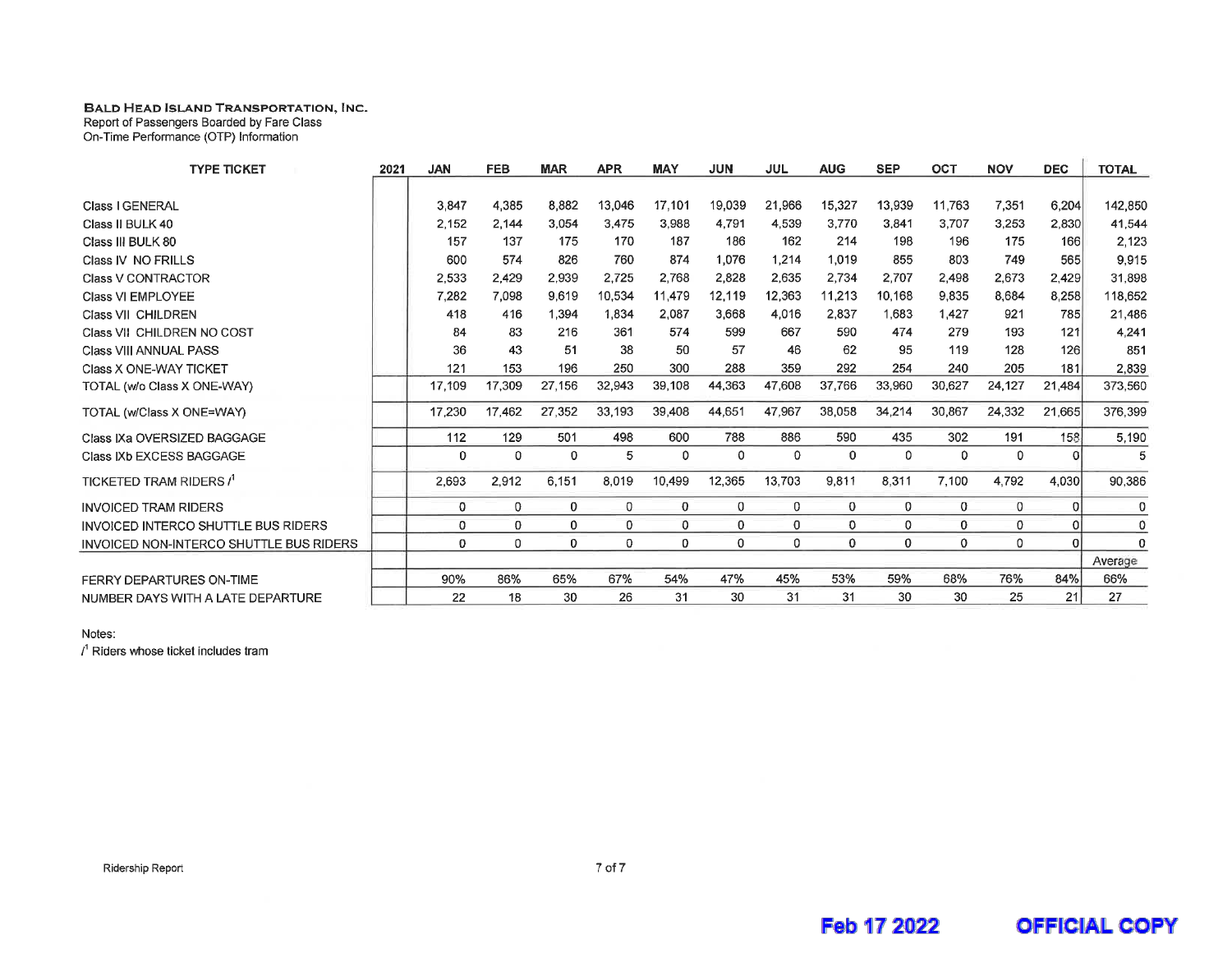**BALD HEAD ISLAND TRANSPORTATION, INC.**
Report of Passengers Boarded by Fare Class
On-Time Performance (OTP) Information

| TYPE TICKET | 2021 | JAN | FEB | MAR | APR | MAY | JUN | JUL | AUG | SEP | OCT | NOV | DEC | TOTAL |
|---|---|---|---|---|---|---|---|---|---|---|---|---|---|---|
| Class I GENERAL | | 3,847 | 4,385 | 8,882 | 13,046 | 17,101 | 19,039 | 21,966 | 15,327 | 13,939 | 11,763 | 7,351 | 6,204 | 142,850 |
| Class II BULK 40 | | 2,152 | 2,144 | 3,054 | 3,475 | 3,988 | 4,791 | 4,539 | 3,770 | 3,841 | 3,707 | 3,253 | 2,830 | 41,544 |
| Class III BULK 80 | | 157 | 137 | 175 | 170 | 187 | 186 | 162 | 214 | 198 | 196 | 175 | 166 | 2,123 |
| Class IV NO FRILLS | | 600 | 574 | 826 | 760 | 874 | 1,076 | 1,214 | 1,019 | 855 | 803 | 749 | 565 | 9,915 |
| Class V CONTRACTOR | | 2,533 | 2,429 | 2,939 | 2,725 | 2,768 | 2,828 | 2,635 | 2,734 | 2,707 | 2,498 | 2,673 | 2,429 | 31,898 |
| Class VI EMPLOYEE | | 7,282 | 7,098 | 9,619 | 10,534 | 11,479 | 12,119 | 12,363 | 11,213 | 10,168 | 9,835 | 8,684 | 8,258 | 118,652 |
| Class VII CHILDREN | | 418 | 416 | 1,394 | 1,834 | 2,087 | 3,668 | 4,016 | 2,837 | 1,683 | 1,427 | 921 | 785 | 21,486 |
| Class VII CHILDREN NO COST | | 84 | 83 | 216 | 361 | 574 | 599 | 667 | 590 | 474 | 279 | 193 | 121 | 4,241 |
| Class VIII ANNUAL PASS | | 36 | 43 | 51 | 38 | 50 | 57 | 46 | 62 | 95 | 119 | 128 | 126 | 851 |
| Class X ONE-WAY TICKET | | 121 | 153 | 196 | 250 | 300 | 288 | 359 | 292 | 254 | 240 | 205 | 181 | 2,839 |
| TOTAL (w/o Class X ONE-WAY) | | 17,109 | 17,309 | 27,156 | 32,943 | 39,108 | 44,363 | 47,608 | 37,766 | 33,960 | 30,627 | 24,127 | 21,484 | 373,560 |
| TOTAL (w/Class X ONE=WAY) | | 17,230 | 17,462 | 27,352 | 33,193 | 39,408 | 44,651 | 47,967 | 38,058 | 34,214 | 30,867 | 24,332 | 21,665 | 376,399 |
| Class IXa OVERSIZED BAGGAGE | | 112 | 129 | 501 | 498 | 600 | 788 | 886 | 590 | 435 | 302 | 191 | 158 | 5,190 |
| Class IXb EXCESS BAGGAGE | | 0 | 0 | 0 | 5 | 0 | 0 | 0 | 0 | 0 | 0 | 0 | 0 | 5 |
| TICKETED TRAM RIDERS /[1] | | 2,693 | 2,912 | 6,151 | 8,019 | 10,499 | 12,365 | 13,703 | 9,811 | 8,311 | 7,100 | 4,792 | 4,030 | 90,386 |
| INVOICED TRAM RIDERS | | 0 | 0 | 0 | 0 | 0 | 0 | 0 | 0 | 0 | 0 | 0 | 0 | 0 |
| INVOICED INTERCO SHUTTLE BUS RIDERS | | 0 | 0 | 0 | 0 | 0 | 0 | 0 | 0 | 0 | 0 | 0 | 0 | 0 |
| INVOICED NON-INTERCO SHUTTLE BUS RIDERS | | 0 | 0 | 0 | 0 | 0 | 0 | 0 | 0 | 0 | 0 | 0 | 0 | 0 |
| | | | | | | | | | | | | | | Average |
| FERRY DEPARTURES ON-TIME | | 90% | 86% | 65% | 67% | 54% | 47% | 45% | 53% | 59% | 68% | 76% | 84% | 66% |
| NUMBER DAYS WITH A LATE DEPARTURE | | 22 | 18 | 30 | 26 | 31 | 30 | 31 | 31 | 30 | 30 | 25 | 21 | 27 |

Notes:
/[1] Riders whose ticket includes tram

Ridership Report

Feb 17 2022 OFFICIAL COPY